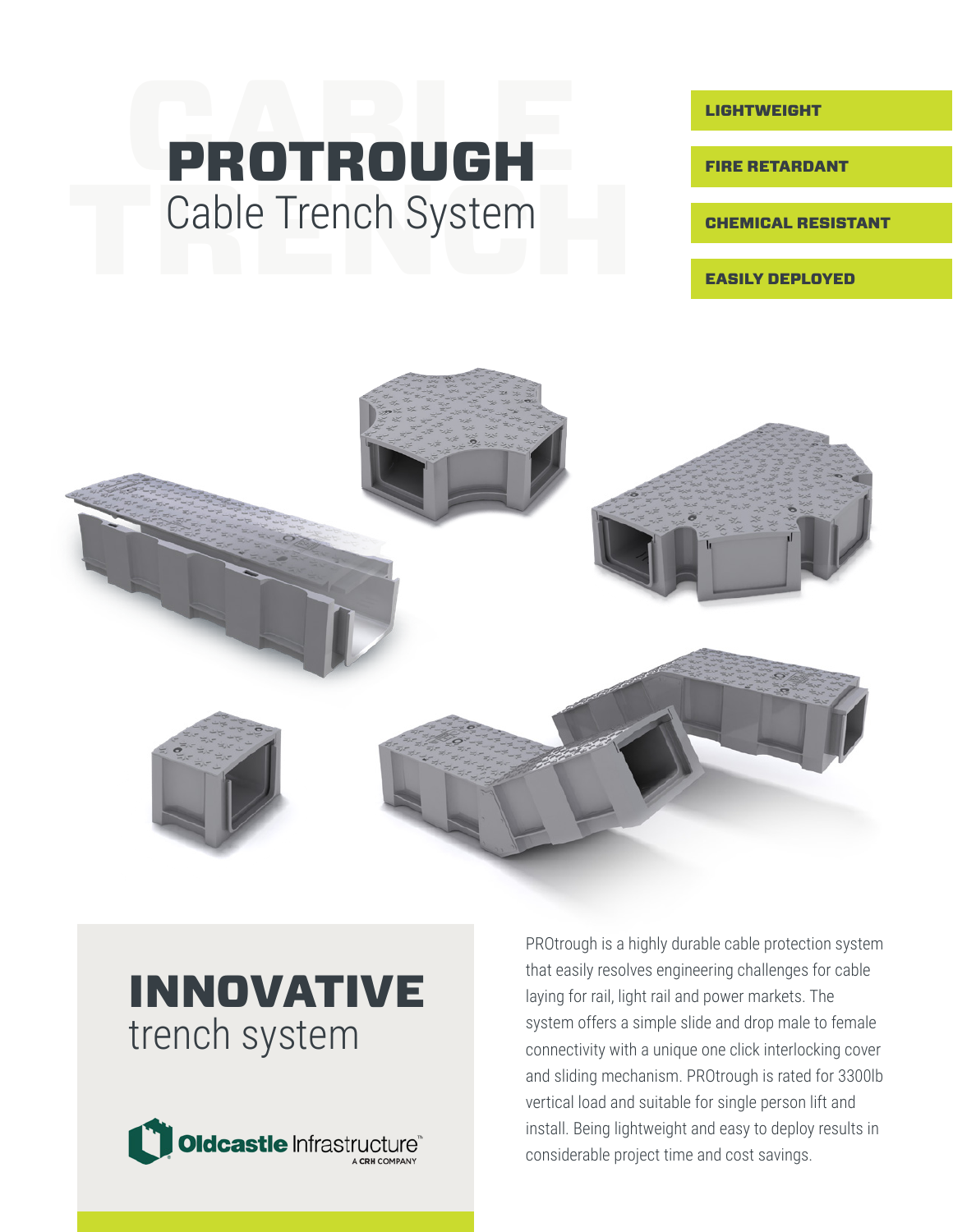# PROTROUGH
Cable Trench System

**LIGHTWEIGHT**

**FIRE RETARDANT**

**CHEMICAL RESISTANT**

**EASILY DEPLOYED**

## INNOVATIVE
trench system

Oldcastle Infrastructure™
A CRH COMPANY

PROtrough is a highly durable cable protection system that easily resolves engineering challenges for cable laying for rail, light rail and power markets. The system offers a simple slide and drop male to female connectivity with a unique one click interlocking cover and sliding mechanism. PROtrough is rated for 3300lb vertical load and suitable for single person lift and install. Being lightweight and easy to deploy results in considerable project time and cost savings.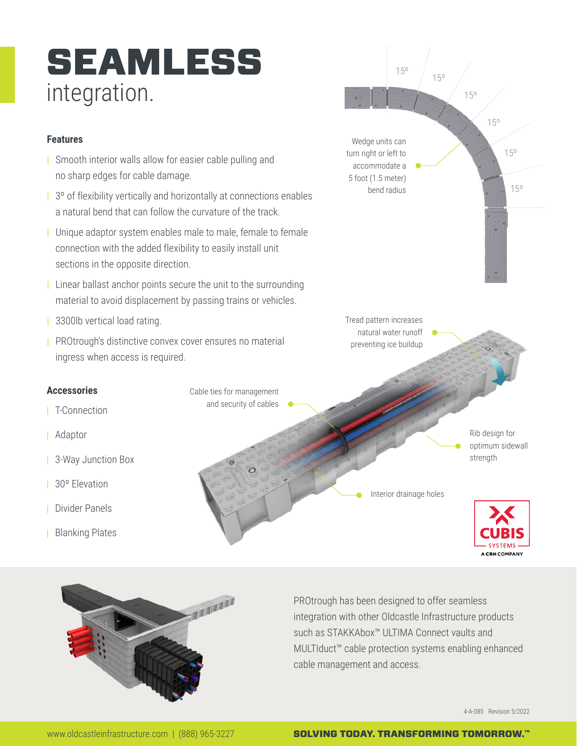# SEAMLESS
integration.

### Features

- Smooth interior walls allow for easier cable pulling and no sharp edges for cable damage.
- 3º of flexibility vertically and horizontally at connections enables a natural bend that can follow the curvature of the track.
- Unique adaptor system enables male to male, female to female connection with the added flexibility to easily install unit sections in the opposite direction.
- Linear ballast anchor points secure the unit to the surrounding material to avoid displacement by passing trains or vehicles.
- 3300lb vertical load rating.
- PROtrough's distinctive convex cover ensures no material ingress when access is required.

### Accessories

- T-Connection
- Adaptor
- 3-Way Junction Box
- 30º Elevation
- Divider Panels
- Blanking Plates

15º
15º
15º
15º
15º
15º

Wedge units can turn right or left to accommodate a 5 foot (1.5 meter) bend radius

Tread pattern increases natural water runoff preventing ice buildup

Cable ties for management and security of cables

Rib design for optimum sidewall strength

Interior drainage holes

CUBIS SYSTEMS A CRH COMPANY

PROtrough has been designed to offer seamless integration with other Oldcastle Infrastructure products such as STAKKAbox™ ULTIMA Connect vaults and MULTIduct™ cable protection systems enabling enhanced cable management and access.

4-A-085 Revision 5/2022

www.oldcastleinfrastructure.com | (888) 965-3227

SOLVING TODAY. TRANSFORMING TOMORROW.™